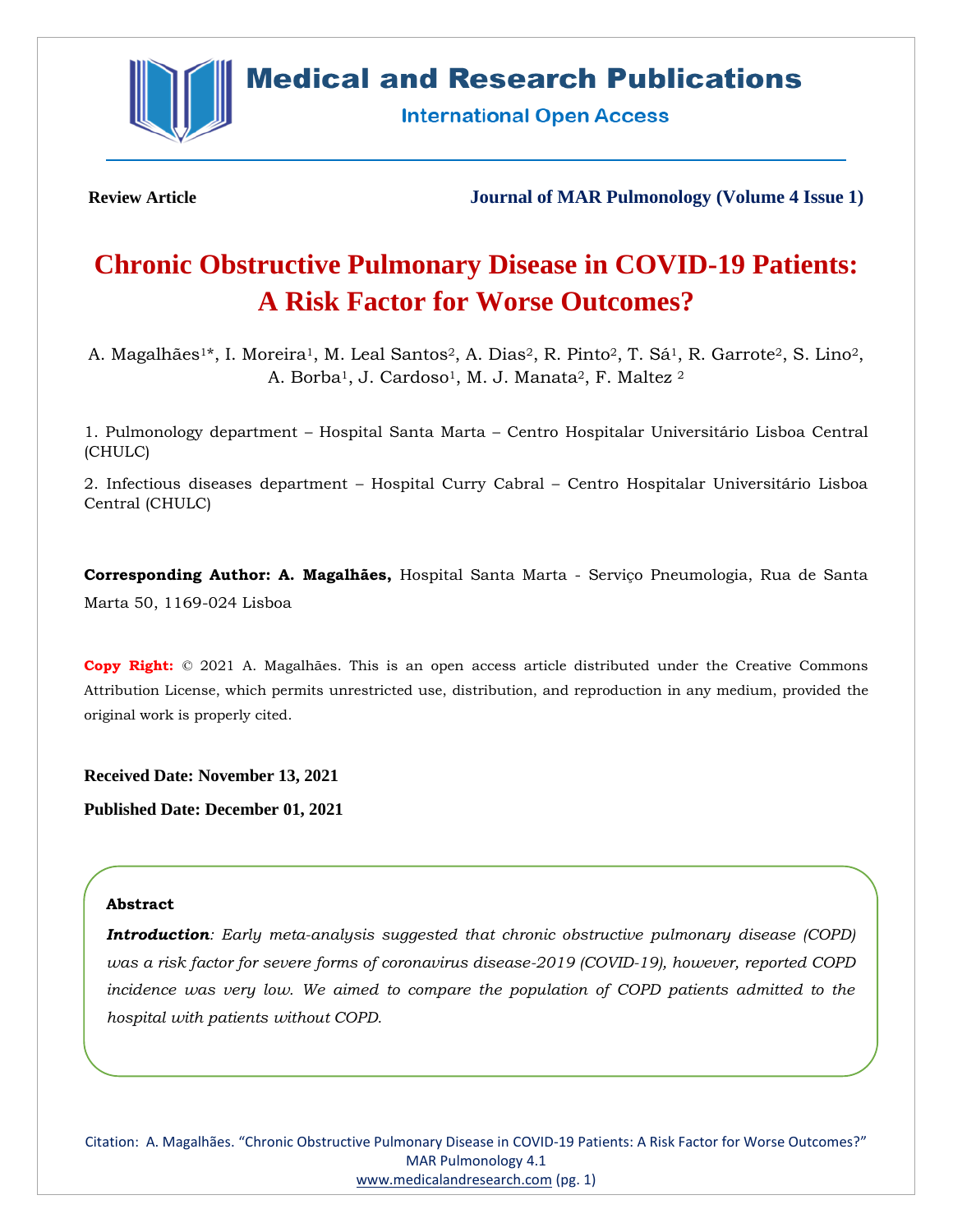Review Article

Journal of MAR Pulmonology (Volume 4 Issue 1)

# Chronic Obstructive Pulmonary Disease in COVID-19 Patients: A Risk Factor for Worse Outcomes?

A. Magalhães[1]*, I. Moreira[1], M. Leal Santos[2], A. Dias[2], R. Pinto[2], T. Sá[1], R. Garrote[2], S. Lino[2], A. Borba[1], J. Cardoso[1], M. J. Manata[2], F. Maltez [2]

1. Pulmonology department – Hospital Santa Marta – Centro Hospitalar Universitário Lisboa Central (CHULC)

2. Infectious diseases department – Hospital Curry Cabral – Centro Hospitalar Universitário Lisboa Central (CHULC)

**Corresponding Author: A. Magalhães,** Hospital Santa Marta - Serviço Pneumologia, Rua de Santa Marta 50, 1169-024 Lisboa

**Copy Right:** © 2021 A. Magalhães. This is an open access article distributed under the Creative Commons Attribution License, which permits unrestricted use, distribution, and reproduction in any medium, provided the original work is properly cited.

**Received Date: November 13, 2021**

**Published Date: December 01, 2021**

## Abstract

***Introduction***: *Early meta-analysis suggested that chronic obstructive pulmonary disease (COPD) was a risk factor for severe forms of coronavirus disease-2019 (COVID-19), however, reported COPD incidence was very low. We aimed to compare the population of COPD patients admitted to the hospital with patients without COPD.*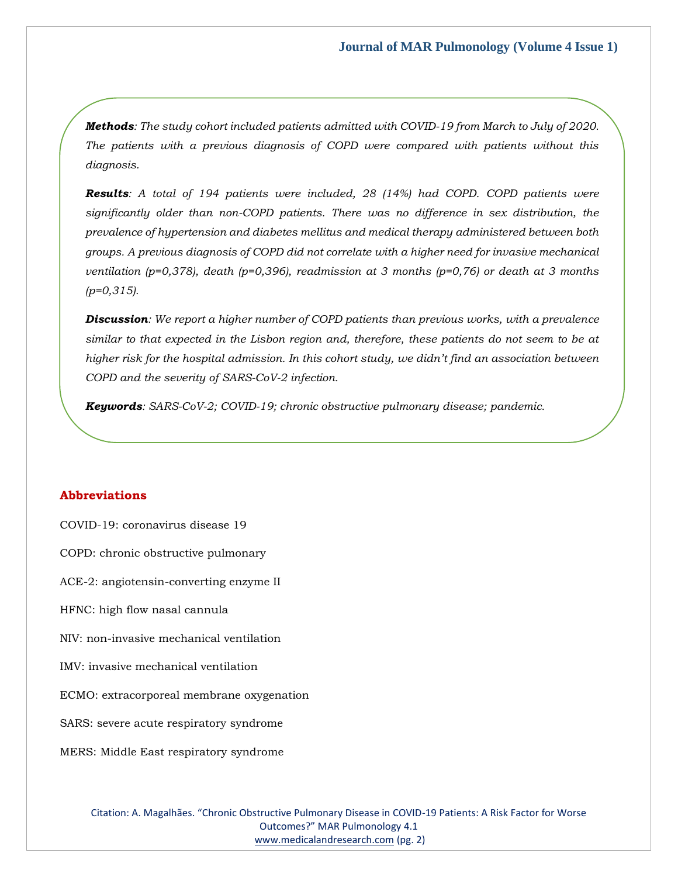***Methods**: The study cohort included patients admitted with COVID-19 from March to July of 2020. The patients with a previous diagnosis of COPD were compared with patients without this diagnosis.*

***Results**: A total of 194 patients were included, 28 (14%) had COPD. COPD patients were significantly older than non-COPD patients. There was no difference in sex distribution, the prevalence of hypertension and diabetes mellitus and medical therapy administered between both groups. A previous diagnosis of COPD did not correlate with a higher need for invasive mechanical ventilation (p=0,378), death (p=0,396), readmission at 3 months (p=0,76) or death at 3 months (p=0,315).*

***Discussion**: We report a higher number of COPD patients than previous works, with a prevalence similar to that expected in the Lisbon region and, therefore, these patients do not seem to be at higher risk for the hospital admission. In this cohort study, we didn't find an association between COPD and the severity of SARS-CoV-2 infection.*

***Keywords**: SARS-CoV-2; COVID-19; chronic obstructive pulmonary disease; pandemic.*

## Abbreviations

COVID-19: coronavirus disease 19

COPD: chronic obstructive pulmonary

ACE-2: angiotensin-converting enzyme II

HFNC: high flow nasal cannula

NIV: non-invasive mechanical ventilation

IMV: invasive mechanical ventilation

ECMO: extracorporeal membrane oxygenation

SARS: severe acute respiratory syndrome

MERS: Middle East respiratory syndrome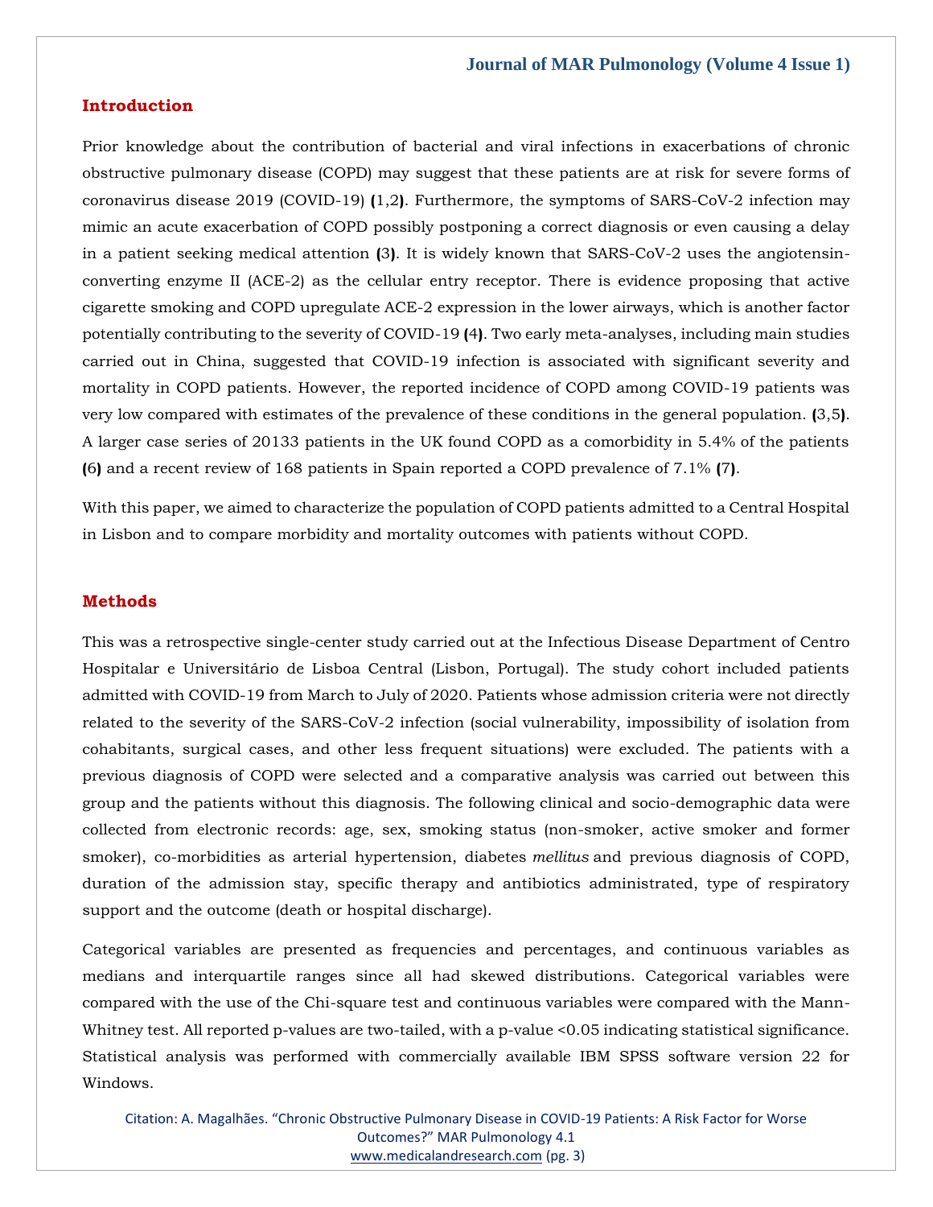## Introduction

Prior knowledge about the contribution of bacterial and viral infections in exacerbations of chronic obstructive pulmonary disease (COPD) may suggest that these patients are at risk for severe forms of coronavirus disease 2019 (COVID-19) (1,2). Furthermore, the symptoms of SARS-CoV-2 infection may mimic an acute exacerbation of COPD possibly postponing a correct diagnosis or even causing a delay in a patient seeking medical attention (3). It is widely known that SARS-CoV-2 uses the angiotensin-converting enzyme II (ACE-2) as the cellular entry receptor. There is evidence proposing that active cigarette smoking and COPD upregulate ACE-2 expression in the lower airways, which is another factor potentially contributing to the severity of COVID-19 (4). Two early meta-analyses, including main studies carried out in China, suggested that COVID-19 infection is associated with significant severity and mortality in COPD patients. However, the reported incidence of COPD among COVID-19 patients was very low compared with estimates of the prevalence of these conditions in the general population. (3,5). A larger case series of 20133 patients in the UK found COPD as a comorbidity in 5.4% of the patients (6) and a recent review of 168 patients in Spain reported a COPD prevalence of 7.1% (7).

With this paper, we aimed to characterize the population of COPD patients admitted to a Central Hospital in Lisbon and to compare morbidity and mortality outcomes with patients without COPD.

## Methods

This was a retrospective single-center study carried out at the Infectious Disease Department of Centro Hospitalar e Universitário de Lisboa Central (Lisbon, Portugal). The study cohort included patients admitted with COVID-19 from March to July of 2020. Patients whose admission criteria were not directly related to the severity of the SARS-CoV-2 infection (social vulnerability, impossibility of isolation from cohabitants, surgical cases, and other less frequent situations) were excluded. The patients with a previous diagnosis of COPD were selected and a comparative analysis was carried out between this group and the patients without this diagnosis. The following clinical and socio-demographic data were collected from electronic records: age, sex, smoking status (non-smoker, active smoker and former smoker), co-morbidities as arterial hypertension, diabetes *mellitus* and previous diagnosis of COPD, duration of the admission stay, specific therapy and antibiotics administrated, type of respiratory support and the outcome (death or hospital discharge).

Categorical variables are presented as frequencies and percentages, and continuous variables as medians and interquartile ranges since all had skewed distributions. Categorical variables were compared with the use of the Chi-square test and continuous variables were compared with the Mann-Whitney test. All reported p-values are two-tailed, with a p-value <0.05 indicating statistical significance. Statistical analysis was performed with commercially available IBM SPSS software version 22 for Windows.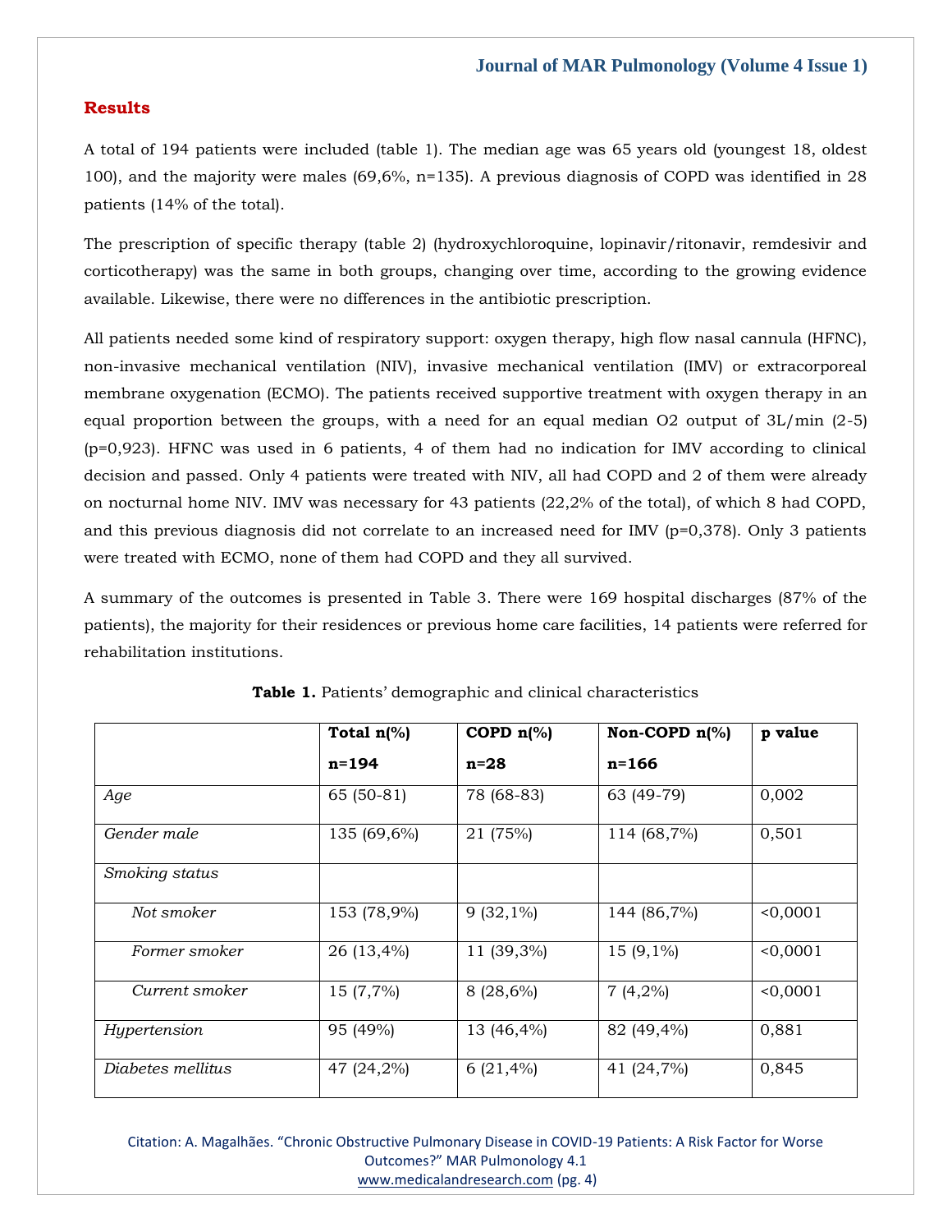## Results

A total of 194 patients were included (table 1). The median age was 65 years old (youngest 18, oldest 100), and the majority were males (69,6%, n=135). A previous diagnosis of COPD was identified in 28 patients (14% of the total).

The prescription of specific therapy (table 2) (hydroxychloroquine, lopinavir/ritonavir, remdesivir and corticotherapy) was the same in both groups, changing over time, according to the growing evidence available. Likewise, there were no differences in the antibiotic prescription.

All patients needed some kind of respiratory support: oxygen therapy, high flow nasal cannula (HFNC), non-invasive mechanical ventilation (NIV), invasive mechanical ventilation (IMV) or extracorporeal membrane oxygenation (ECMO). The patients received supportive treatment with oxygen therapy in an equal proportion between the groups, with a need for an equal median O2 output of 3L/min (2-5) (p=0,923). HFNC was used in 6 patients, 4 of them had no indication for IMV according to clinical decision and passed. Only 4 patients were treated with NIV, all had COPD and 2 of them were already on nocturnal home NIV. IMV was necessary for 43 patients (22,2% of the total), of which 8 had COPD, and this previous diagnosis did not correlate to an increased need for IMV (p=0,378). Only 3 patients were treated with ECMO, none of them had COPD and they all survived.

A summary of the outcomes is presented in Table 3. There were 169 hospital discharges (87% of the patients), the majority for their residences or previous home care facilities, 14 patients were referred for rehabilitation institutions.

**Table 1.** Patients' demographic and clinical characteristics

| | **Total n(%) n=194** | **COPD n(%) n=28** | **Non-COPD n(%) n=166** | **p value** |
|---|---|---|---|---|
| *Age* | 65 (50-81) | 78 (68-83) | 63 (49-79) | 0,002 |
| *Gender male* | 135 (69,6%) | 21 (75%) | 114 (68,7%) | 0,501 |
| *Smoking status* | | | | |
| *Not smoker* | 153 (78,9%) | 9 (32,1%) | 144 (86,7%) | <0,0001 |
| *Former smoker* | 26 (13,4%) | 11 (39,3%) | 15 (9,1%) | <0,0001 |
| *Current smoker* | 15 (7,7%) | 8 (28,6%) | 7 (4,2%) | <0,0001 |
| *Hypertension* | 95 (49%) | 13 (46,4%) | 82 (49,4%) | 0,881 |
| *Diabetes mellitus* | 47 (24,2%) | 6 (21,4%) | 41 (24,7%) | 0,845 |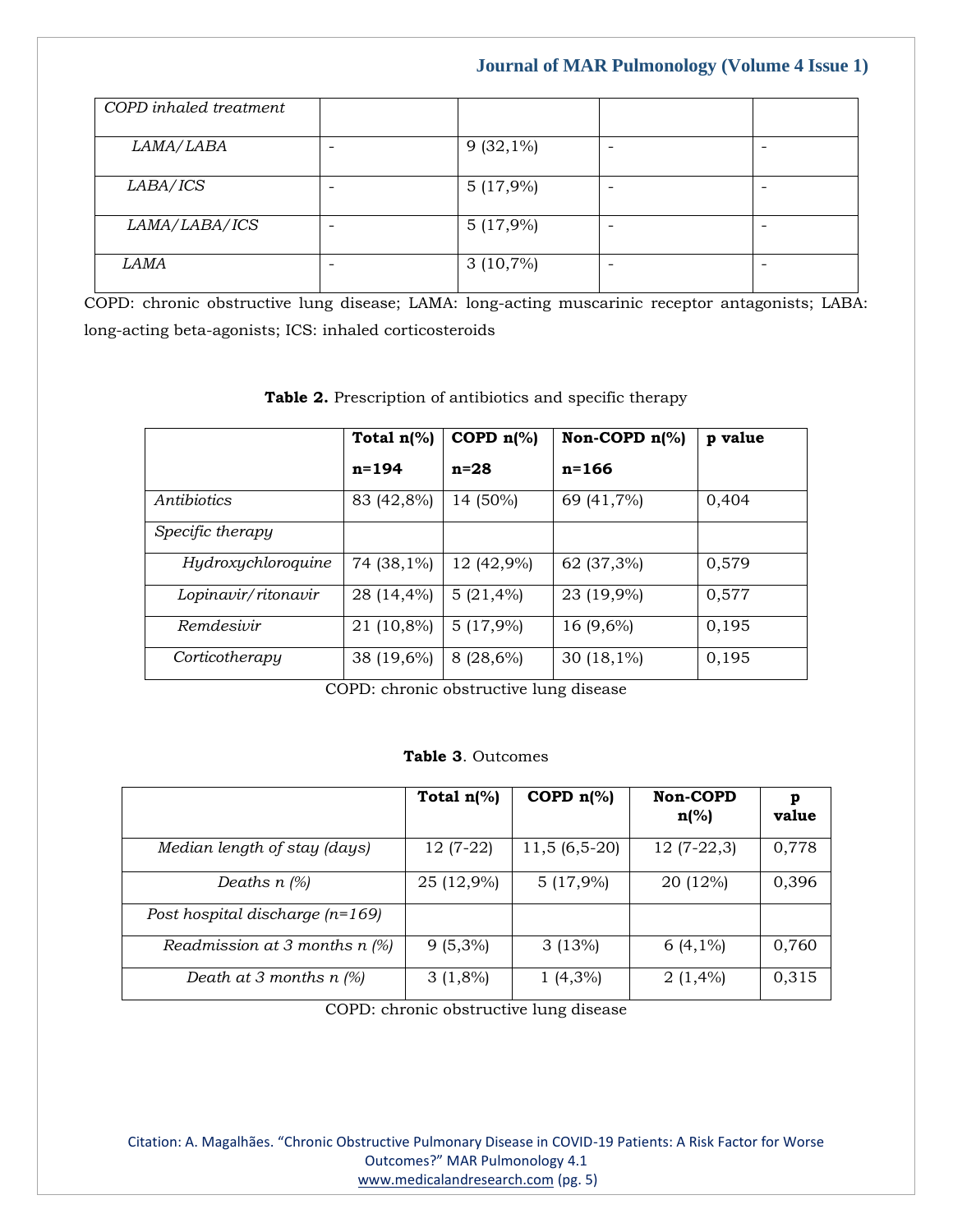| | | | | |
|---|---|---|---|---|
| *COPD inhaled treatment* | | | | |
| *LAMA/LABA* | - | 9 (32,1%) | - | - |
| *LABA/ICS* | - | 5 (17,9%) | - | - |
| *LAMA/LABA/ICS* | - | 5 (17,9%) | - | - |
| *LAMA* | - | 3 (10,7%) | - | - |

COPD: chronic obstructive lung disease; LAMA: long-acting muscarinic receptor antagonists; LABA: long-acting beta-agonists; ICS: inhaled corticosteroids

**Table 2.** Prescription of antibiotics and specific therapy

| | **Total n(%) n=194** | **COPD n(%) n=28** | **Non-COPD n(%) n=166** | **p value** |
|---|---|---|---|---|
| *Antibiotics* | 83 (42,8%) | 14 (50%) | 69 (41,7%) | 0,404 |
| *Specific therapy* | | | | |
| *Hydroxychloroquine* | 74 (38,1%) | 12 (42,9%) | 62 (37,3%) | 0,579 |
| *Lopinavir/ritonavir* | 28 (14,4%) | 5 (21,4%) | 23 (19,9%) | 0,577 |
| *Remdesivir* | 21 (10,8%) | 5 (17,9%) | 16 (9,6%) | 0,195 |
| *Corticotherapy* | 38 (19,6%) | 8 (28,6%) | 30 (18,1%) | 0,195 |

COPD: chronic obstructive lung disease

**Table 3**. Outcomes

| | **Total n(%)** | **COPD n(%)** | **Non-COPD n(%)** | **p value** |
|---|---|---|---|---|
| *Median length of stay (days)* | 12 (7-22) | 11,5 (6,5-20) | 12 (7-22,3) | 0,778 |
| *Deaths n (%)* | 25 (12,9%) | 5 (17,9%) | 20 (12%) | 0,396 |
| *Post hospital discharge (n=169)* | | | | |
| *Readmission at 3 months n (%)* | 9 (5,3%) | 3 (13%) | 6 (4,1%) | 0,760 |
| *Death at 3 months n (%)* | 3 (1,8%) | 1 (4,3%) | 2 (1,4%) | 0,315 |

COPD: chronic obstructive lung disease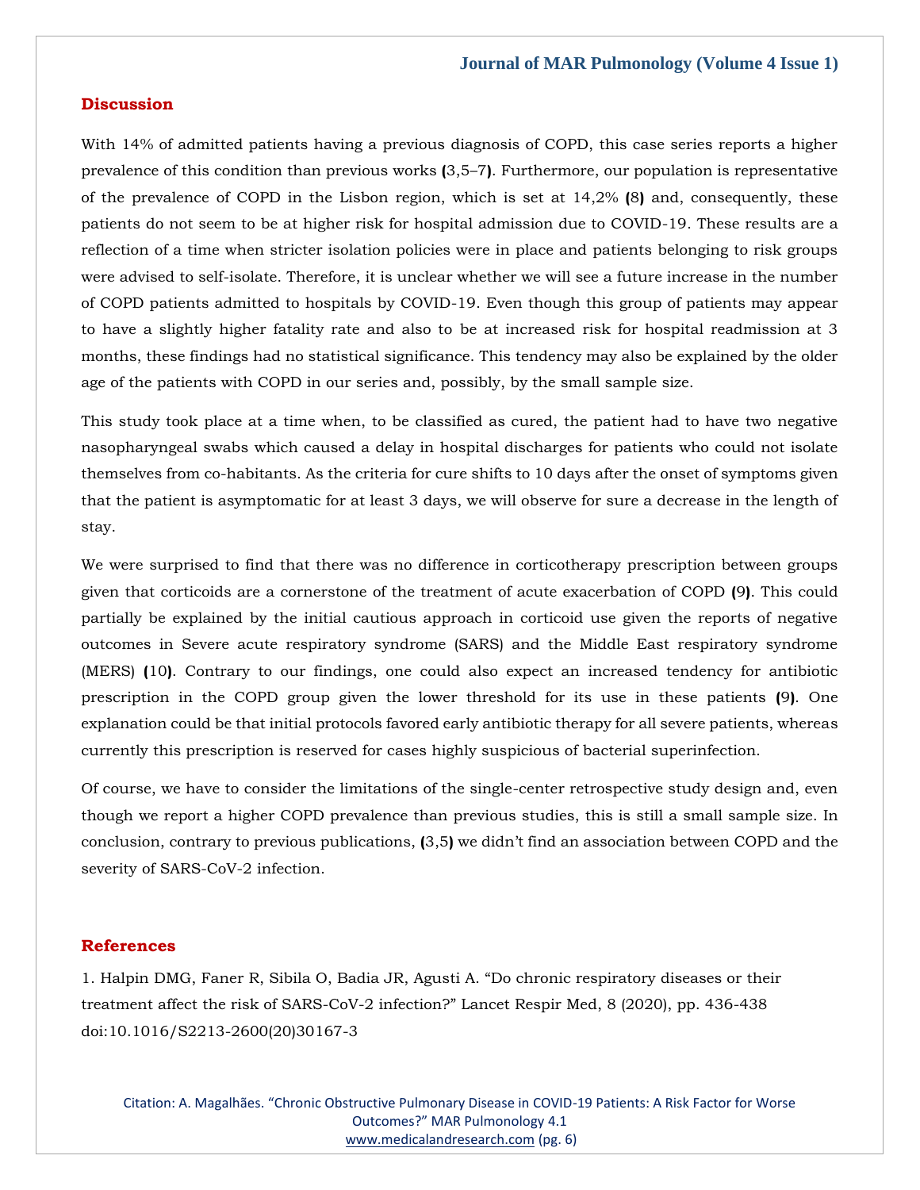## Discussion

With 14% of admitted patients having a previous diagnosis of COPD, this case series reports a higher prevalence of this condition than previous works (3,5–7). Furthermore, our population is representative of the prevalence of COPD in the Lisbon region, which is set at 14,2% (8) and, consequently, these patients do not seem to be at higher risk for hospital admission due to COVID-19. These results are a reflection of a time when stricter isolation policies were in place and patients belonging to risk groups were advised to self-isolate. Therefore, it is unclear whether we will see a future increase in the number of COPD patients admitted to hospitals by COVID-19. Even though this group of patients may appear to have a slightly higher fatality rate and also to be at increased risk for hospital readmission at 3 months, these findings had no statistical significance. This tendency may also be explained by the older age of the patients with COPD in our series and, possibly, by the small sample size.

This study took place at a time when, to be classified as cured, the patient had to have two negative nasopharyngeal swabs which caused a delay in hospital discharges for patients who could not isolate themselves from co-habitants. As the criteria for cure shifts to 10 days after the onset of symptoms given that the patient is asymptomatic for at least 3 days, we will observe for sure a decrease in the length of stay.

We were surprised to find that there was no difference in corticotherapy prescription between groups given that corticoids are a cornerstone of the treatment of acute exacerbation of COPD (9). This could partially be explained by the initial cautious approach in corticoid use given the reports of negative outcomes in Severe acute respiratory syndrome (SARS) and the Middle East respiratory syndrome (MERS) (10). Contrary to our findings, one could also expect an increased tendency for antibiotic prescription in the COPD group given the lower threshold for its use in these patients (9). One explanation could be that initial protocols favored early antibiotic therapy for all severe patients, whereas currently this prescription is reserved for cases highly suspicious of bacterial superinfection.

Of course, we have to consider the limitations of the single-center retrospective study design and, even though we report a higher COPD prevalence than previous studies, this is still a small sample size. In conclusion, contrary to previous publications, (3,5) we didn't find an association between COPD and the severity of SARS-CoV-2 infection.

## References

1. Halpin DMG, Faner R, Sibila O, Badia JR, Agusti A. "Do chronic respiratory diseases or their treatment affect the risk of SARS-CoV-2 infection?" Lancet Respir Med, 8 (2020), pp. 436-438 doi:10.1016/S2213-2600(20)30167-3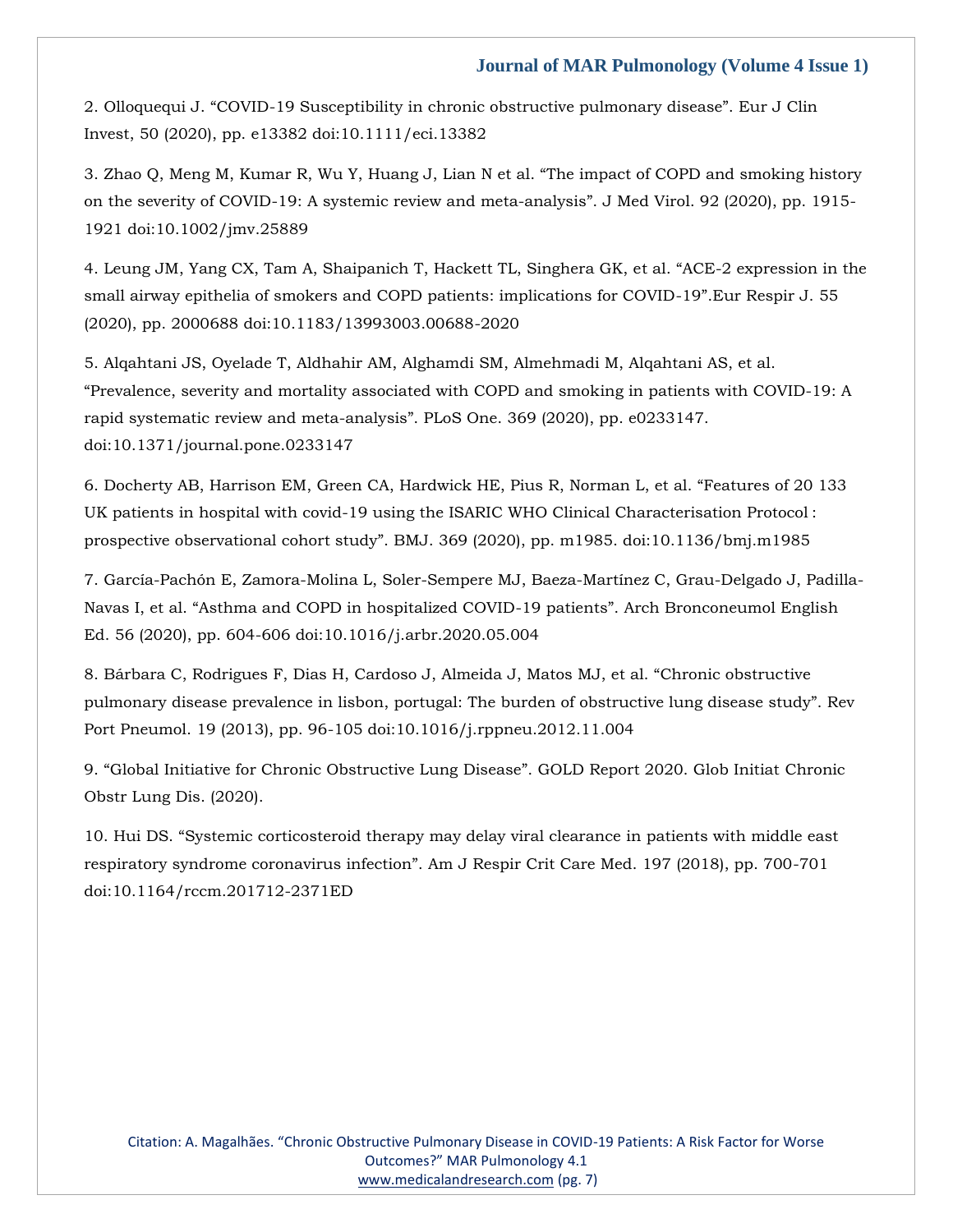2. Olloquequi J. “COVID-19 Susceptibility in chronic obstructive pulmonary disease”. Eur J Clin Invest, 50 (2020), pp. e13382 doi:10.1111/eci.13382

3. Zhao Q, Meng M, Kumar R, Wu Y, Huang J, Lian N et al. “The impact of COPD and smoking history on the severity of COVID-19: A systemic review and meta-analysis”. J Med Virol. 92 (2020), pp. 1915-1921 doi:10.1002/jmv.25889

4. Leung JM, Yang CX, Tam A, Shaipanich T, Hackett TL, Singhera GK, et al. “ACE-2 expression in the small airway epithelia of smokers and COPD patients: implications for COVID-19”.Eur Respir J. 55 (2020), pp. 2000688 doi:10.1183/13993003.00688-2020

5. Alqahtani JS, Oyelade T, Aldhahir AM, Alghamdi SM, Almehmadi M, Alqahtani AS, et al. “Prevalence, severity and mortality associated with COPD and smoking in patients with COVID-19: A rapid systematic review and meta-analysis”. PLoS One. 369 (2020), pp. e0233147. doi:10.1371/journal.pone.0233147

6. Docherty AB, Harrison EM, Green CA, Hardwick HE, Pius R, Norman L, et al. “Features of 20 133 UK patients in hospital with covid-19 using the ISARIC WHO Clinical Characterisation Protocol : prospective observational cohort study”. BMJ. 369 (2020), pp. m1985. doi:10.1136/bmj.m1985

7. García-Pachón E, Zamora-Molina L, Soler-Sempere MJ, Baeza-Martínez C, Grau-Delgado J, Padilla-Navas I, et al. “Asthma and COPD in hospitalized COVID-19 patients”. Arch Bronconeumol English Ed. 56 (2020), pp. 604-606 doi:10.1016/j.arbr.2020.05.004

8. Bárbara C, Rodrigues F, Dias H, Cardoso J, Almeida J, Matos MJ, et al. “Chronic obstructive pulmonary disease prevalence in lisbon, portugal: The burden of obstructive lung disease study”. Rev Port Pneumol. 19 (2013), pp. 96-105 doi:10.1016/j.rppneu.2012.11.004

9. “Global Initiative for Chronic Obstructive Lung Disease”. GOLD Report 2020. Glob Initiat Chronic Obstr Lung Dis. (2020).

10. Hui DS. “Systemic corticosteroid therapy may delay viral clearance in patients with middle east respiratory syndrome coronavirus infection”. Am J Respir Crit Care Med. 197 (2018), pp. 700-701 doi:10.1164/rccm.201712-2371ED

Citation: A. Magalhães. “Chronic Obstructive Pulmonary Disease in COVID-19 Patients: A Risk Factor for Worse Outcomes?” MAR Pulmonology 4.1
www.medicalandresearch.com (pg. 7)